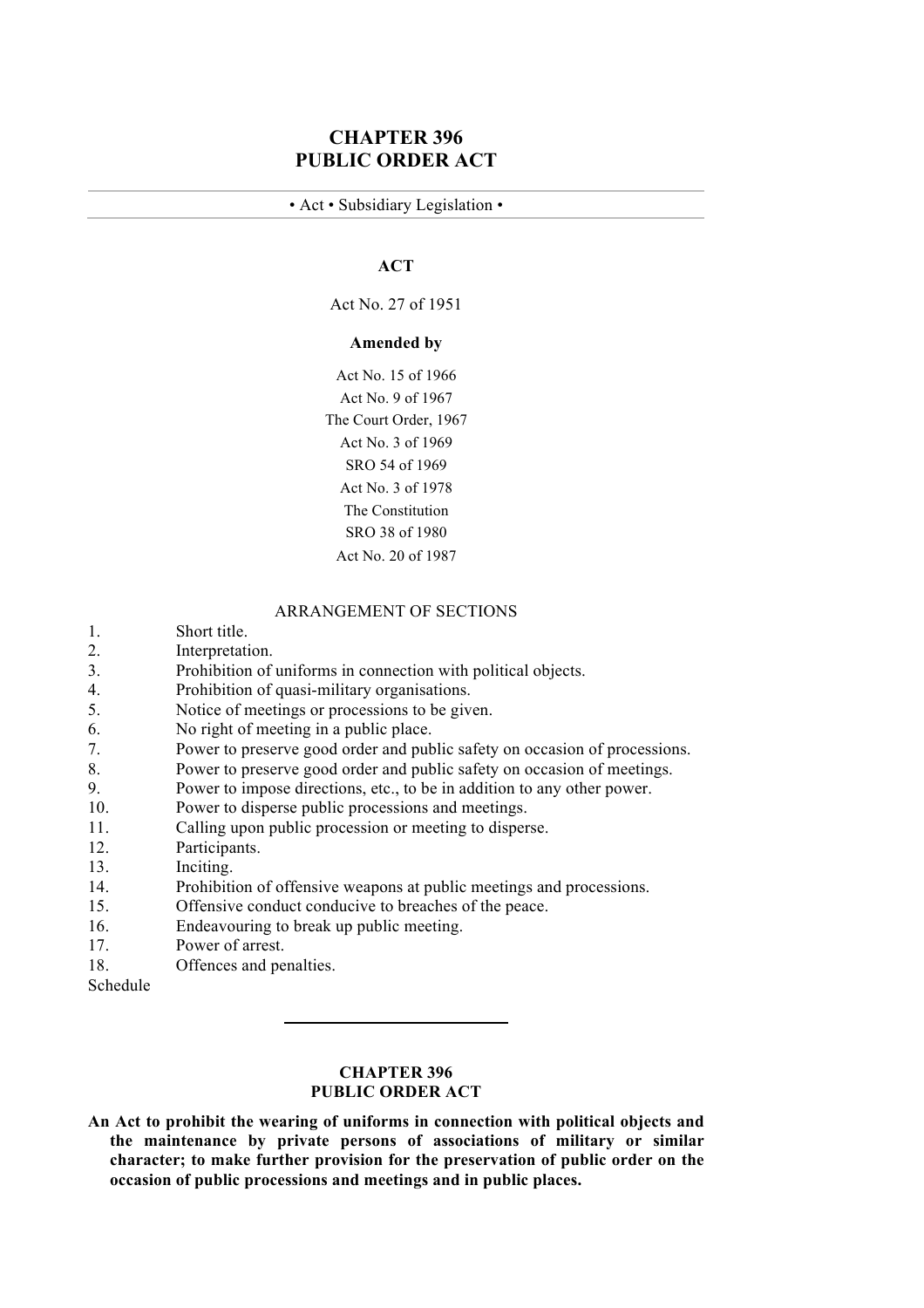# CHAPTER 396
# PUBLIC ORDER ACT

• Act • Subsidiary Legislation •

## ACT

Act No. 27 of 1951

**Amended by**

Act No. 15 of 1966
Act No. 9 of 1967
The Court Order, 1967
Act No. 3 of 1969
SRO 54 of 1969
Act No. 3 of 1978
The Constitution
SRO 38 of 1980
Act No. 20 of 1987

ARRANGEMENT OF SECTIONS

1. Short title.
2. Interpretation.
3. Prohibition of uniforms in connection with political objects.
4. Prohibition of quasi-military organisations.
5. Notice of meetings or processions to be given.
6. No right of meeting in a public place.
7. Power to preserve good order and public safety on occasion of processions.
8. Power to preserve good order and public safety on occasion of meetings.
9. Power to impose directions, etc., to be in addition to any other power.
10. Power to disperse public processions and meetings.
11. Calling upon public procession or meeting to disperse.
12. Participants.
13. Inciting.
14. Prohibition of offensive weapons at public meetings and processions.
15. Offensive conduct conducive to breaches of the peace.
16. Endeavouring to break up public meeting.
17. Power of arrest.
18. Offences and penalties.

Schedule

---

## CHAPTER 396
## PUBLIC ORDER ACT

**An Act to prohibit the wearing of uniforms in connection with political objects and the maintenance by private persons of associations of military or similar character; to make further provision for the preservation of public order on the occasion of public processions and meetings and in public places.**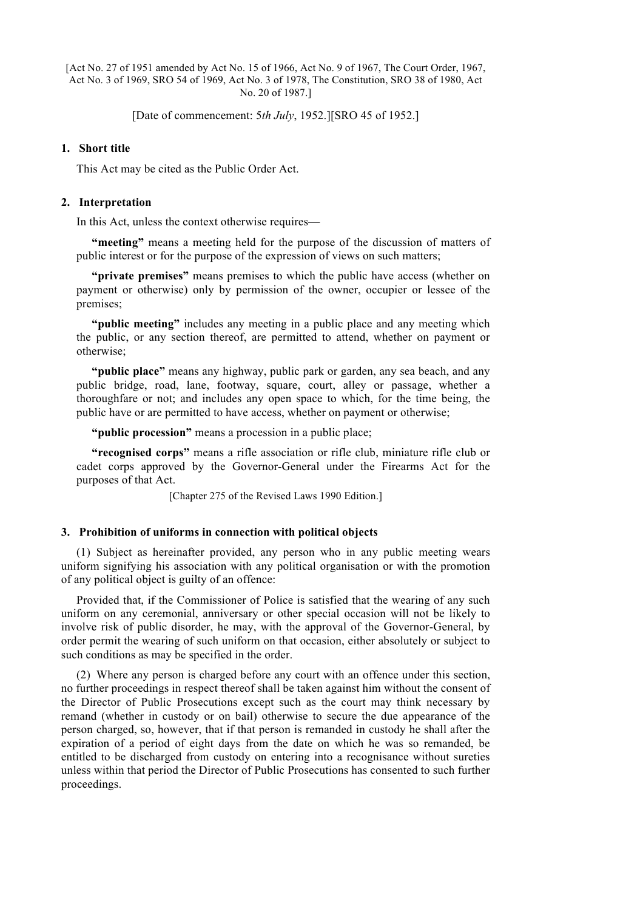[Act No. 27 of 1951 amended by Act No. 15 of 1966, Act No. 9 of 1967, The Court Order, 1967, Act No. 3 of 1969, SRO 54 of 1969, Act No. 3 of 1978, The Constitution, SRO 38 of 1980, Act No. 20 of 1987.]

[Date of commencement: 5*th July*, 1952.][SRO 45 of 1952.]

### 1. Short title

This Act may be cited as the Public Order Act.

### 2. Interpretation

In this Act, unless the context otherwise requires—

**"meeting"** means a meeting held for the purpose of the discussion of matters of public interest or for the purpose of the expression of views on such matters;

**"private premises"** means premises to which the public have access (whether on payment or otherwise) only by permission of the owner, occupier or lessee of the premises;

**"public meeting"** includes any meeting in a public place and any meeting which the public, or any section thereof, are permitted to attend, whether on payment or otherwise;

**"public place"** means any highway, public park or garden, any sea beach, and any public bridge, road, lane, footway, square, court, alley or passage, whether a thoroughfare or not; and includes any open space to which, for the time being, the public have or are permitted to have access, whether on payment or otherwise;

**"public procession"** means a procession in a public place;

**"recognised corps"** means a rifle association or rifle club, miniature rifle club or cadet corps approved by the Governor-General under the Firearms Act for the purposes of that Act.

[Chapter 275 of the Revised Laws 1990 Edition.]

### 3. Prohibition of uniforms in connection with political objects

(1) Subject as hereinafter provided, any person who in any public meeting wears uniform signifying his association with any political organisation or with the promotion of any political object is guilty of an offence:

Provided that, if the Commissioner of Police is satisfied that the wearing of any such uniform on any ceremonial, anniversary or other special occasion will not be likely to involve risk of public disorder, he may, with the approval of the Governor-General, by order permit the wearing of such uniform on that occasion, either absolutely or subject to such conditions as may be specified in the order.

(2) Where any person is charged before any court with an offence under this section, no further proceedings in respect thereof shall be taken against him without the consent of the Director of Public Prosecutions except such as the court may think necessary by remand (whether in custody or on bail) otherwise to secure the due appearance of the person charged, so, however, that if that person is remanded in custody he shall after the expiration of a period of eight days from the date on which he was so remanded, be entitled to be discharged from custody on entering into a recognisance without sureties unless within that period the Director of Public Prosecutions has consented to such further proceedings.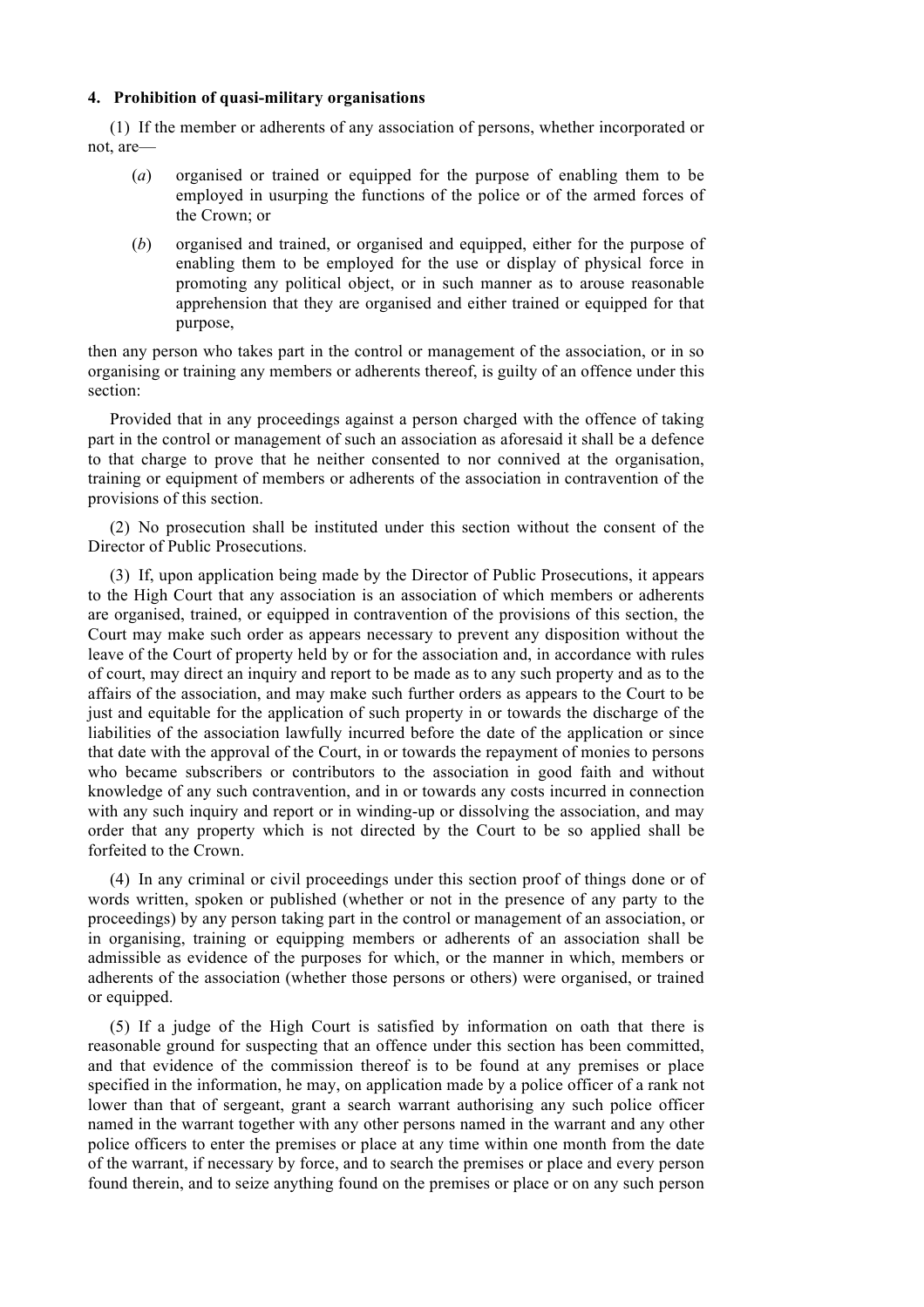#### 4. Prohibition of quasi-military organisations

(1) If the member or adherents of any association of persons, whether incorporated or not, are—

(*a*) organised or trained or equipped for the purpose of enabling them to be employed in usurping the functions of the police or of the armed forces of the Crown; or

(*b*) organised and trained, or organised and equipped, either for the purpose of enabling them to be employed for the use or display of physical force in promoting any political object, or in such manner as to arouse reasonable apprehension that they are organised and either trained or equipped for that purpose,

then any person who takes part in the control or management of the association, or in so organising or training any members or adherents thereof, is guilty of an offence under this section:

Provided that in any proceedings against a person charged with the offence of taking part in the control or management of such an association as aforesaid it shall be a defence to that charge to prove that he neither consented to nor connived at the organisation, training or equipment of members or adherents of the association in contravention of the provisions of this section.

(2) No prosecution shall be instituted under this section without the consent of the Director of Public Prosecutions.

(3) If, upon application being made by the Director of Public Prosecutions, it appears to the High Court that any association is an association of which members or adherents are organised, trained, or equipped in contravention of the provisions of this section, the Court may make such order as appears necessary to prevent any disposition without the leave of the Court of property held by or for the association and, in accordance with rules of court, may direct an inquiry and report to be made as to any such property and as to the affairs of the association, and may make such further orders as appears to the Court to be just and equitable for the application of such property in or towards the discharge of the liabilities of the association lawfully incurred before the date of the application or since that date with the approval of the Court, in or towards the repayment of monies to persons who became subscribers or contributors to the association in good faith and without knowledge of any such contravention, and in or towards any costs incurred in connection with any such inquiry and report or in winding-up or dissolving the association, and may order that any property which is not directed by the Court to be so applied shall be forfeited to the Crown.

(4) In any criminal or civil proceedings under this section proof of things done or of words written, spoken or published (whether or not in the presence of any party to the proceedings) by any person taking part in the control or management of an association, or in organising, training or equipping members or adherents of an association shall be admissible as evidence of the purposes for which, or the manner in which, members or adherents of the association (whether those persons or others) were organised, or trained or equipped.

(5) If a judge of the High Court is satisfied by information on oath that there is reasonable ground for suspecting that an offence under this section has been committed, and that evidence of the commission thereof is to be found at any premises or place specified in the information, he may, on application made by a police officer of a rank not lower than that of sergeant, grant a search warrant authorising any such police officer named in the warrant together with any other persons named in the warrant and any other police officers to enter the premises or place at any time within one month from the date of the warrant, if necessary by force, and to search the premises or place and every person found therein, and to seize anything found on the premises or place or on any such person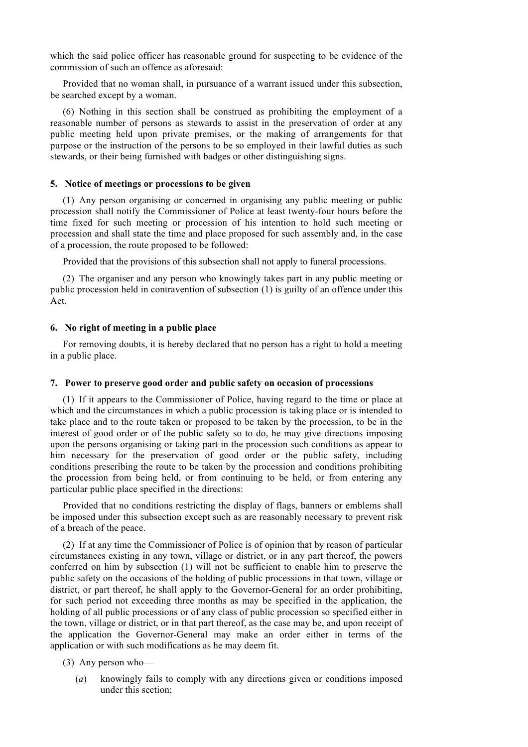which the said police officer has reasonable ground for suspecting to be evidence of the commission of such an offence as aforesaid:

Provided that no woman shall, in pursuance of a warrant issued under this subsection, be searched except by a woman.

(6) Nothing in this section shall be construed as prohibiting the employment of a reasonable number of persons as stewards to assist in the preservation of order at any public meeting held upon private premises, or the making of arrangements for that purpose or the instruction of the persons to be so employed in their lawful duties as such stewards, or their being furnished with badges or other distinguishing signs.

### 5. Notice of meetings or processions to be given

(1) Any person organising or concerned in organising any public meeting or public procession shall notify the Commissioner of Police at least twenty-four hours before the time fixed for such meeting or procession of his intention to hold such meeting or procession and shall state the time and place proposed for such assembly and, in the case of a procession, the route proposed to be followed:

Provided that the provisions of this subsection shall not apply to funeral processions.

(2) The organiser and any person who knowingly takes part in any public meeting or public procession held in contravention of subsection (1) is guilty of an offence under this Act.

### 6. No right of meeting in a public place

For removing doubts, it is hereby declared that no person has a right to hold a meeting in a public place.

### 7. Power to preserve good order and public safety on occasion of processions

(1) If it appears to the Commissioner of Police, having regard to the time or place at which and the circumstances in which a public procession is taking place or is intended to take place and to the route taken or proposed to be taken by the procession, to be in the interest of good order or of the public safety so to do, he may give directions imposing upon the persons organising or taking part in the procession such conditions as appear to him necessary for the preservation of good order or the public safety, including conditions prescribing the route to be taken by the procession and conditions prohibiting the procession from being held, or from continuing to be held, or from entering any particular public place specified in the directions:

Provided that no conditions restricting the display of flags, banners or emblems shall be imposed under this subsection except such as are reasonably necessary to prevent risk of a breach of the peace.

(2) If at any time the Commissioner of Police is of opinion that by reason of particular circumstances existing in any town, village or district, or in any part thereof, the powers conferred on him by subsection (1) will not be sufficient to enable him to preserve the public safety on the occasions of the holding of public processions in that town, village or district, or part thereof, he shall apply to the Governor-General for an order prohibiting, for such period not exceeding three months as may be specified in the application, the holding of all public processions or of any class of public procession so specified either in the town, village or district, or in that part thereof, as the case may be, and upon receipt of the application the Governor-General may make an order either in terms of the application or with such modifications as he may deem fit.

(3) Any person who—

(*a*) knowingly fails to comply with any directions given or conditions imposed under this section;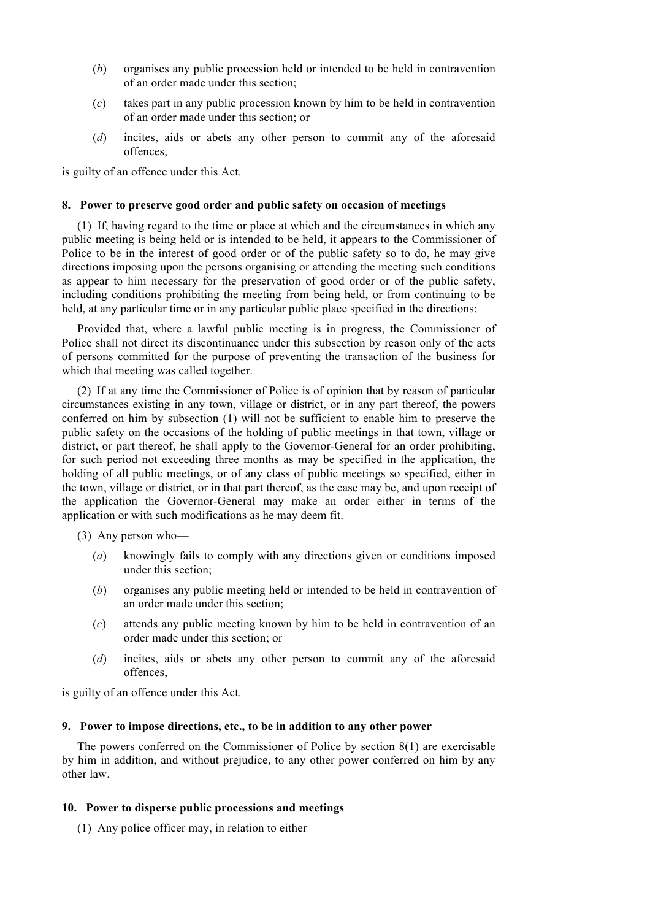(*b*) organises any public procession held or intended to be held in contravention of an order made under this section;

(*c*) takes part in any public procession known by him to be held in contravention of an order made under this section; or

(*d*) incites, aids or abets any other person to commit any of the aforesaid offences,

is guilty of an offence under this Act.

#### 8. Power to preserve good order and public safety on occasion of meetings

(1) If, having regard to the time or place at which and the circumstances in which any public meeting is being held or is intended to be held, it appears to the Commissioner of Police to be in the interest of good order or of the public safety so to do, he may give directions imposing upon the persons organising or attending the meeting such conditions as appear to him necessary for the preservation of good order or of the public safety, including conditions prohibiting the meeting from being held, or from continuing to be held, at any particular time or in any particular public place specified in the directions:

Provided that, where a lawful public meeting is in progress, the Commissioner of Police shall not direct its discontinuance under this subsection by reason only of the acts of persons committed for the purpose of preventing the transaction of the business for which that meeting was called together.

(2) If at any time the Commissioner of Police is of opinion that by reason of particular circumstances existing in any town, village or district, or in any part thereof, the powers conferred on him by subsection (1) will not be sufficient to enable him to preserve the public safety on the occasions of the holding of public meetings in that town, village or district, or part thereof, he shall apply to the Governor-General for an order prohibiting, for such period not exceeding three months as may be specified in the application, the holding of all public meetings, or of any class of public meetings so specified, either in the town, village or district, or in that part thereof, as the case may be, and upon receipt of the application the Governor-General may make an order either in terms of the application or with such modifications as he may deem fit.

(3) Any person who—

(*a*) knowingly fails to comply with any directions given or conditions imposed under this section;

(*b*) organises any public meeting held or intended to be held in contravention of an order made under this section;

(*c*) attends any public meeting known by him to be held in contravention of an order made under this section; or

(*d*) incites, aids or abets any other person to commit any of the aforesaid offences,

is guilty of an offence under this Act.

#### 9. Power to impose directions, etc., to be in addition to any other power

The powers conferred on the Commissioner of Police by section 8(1) are exercisable by him in addition, and without prejudice, to any other power conferred on him by any other law.

#### 10. Power to disperse public processions and meetings

(1) Any police officer may, in relation to either—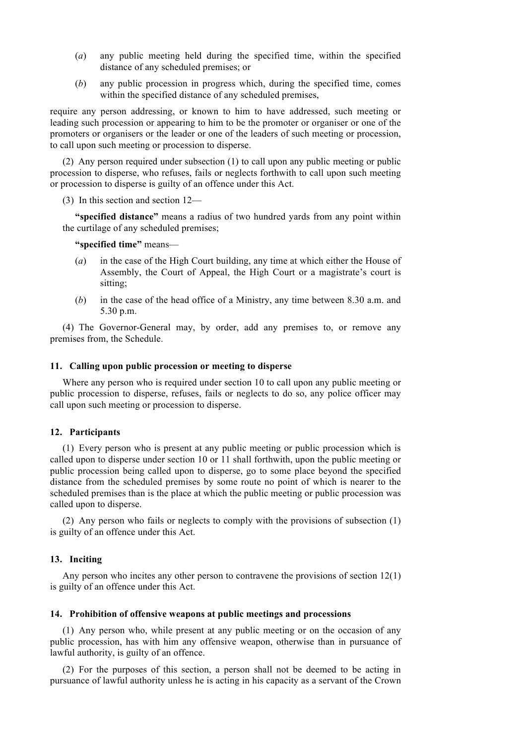(*a*) any public meeting held during the specified time, within the specified distance of any scheduled premises; or

(*b*) any public procession in progress which, during the specified time, comes within the specified distance of any scheduled premises,

require any person addressing, or known to him to have addressed, such meeting or leading such procession or appearing to him to be the promoter or organiser or one of the promoters or organisers or the leader or one of the leaders of such meeting or procession, to call upon such meeting or procession to disperse.

(2) Any person required under subsection (1) to call upon any public meeting or public procession to disperse, who refuses, fails or neglects forthwith to call upon such meeting or procession to disperse is guilty of an offence under this Act.

(3) In this section and section 12—

**"specified distance"** means a radius of two hundred yards from any point within the curtilage of any scheduled premises;

**"specified time"** means—

(*a*) in the case of the High Court building, any time at which either the House of Assembly, the Court of Appeal, the High Court or a magistrate's court is sitting;

(*b*) in the case of the head office of a Ministry, any time between 8.30 a.m. and 5.30 p.m.

(4) The Governor-General may, by order, add any premises to, or remove any premises from, the Schedule.

### 11. Calling upon public procession or meeting to disperse

Where any person who is required under section 10 to call upon any public meeting or public procession to disperse, refuses, fails or neglects to do so, any police officer may call upon such meeting or procession to disperse.

### 12. Participants

(1) Every person who is present at any public meeting or public procession which is called upon to disperse under section 10 or 11 shall forthwith, upon the public meeting or public procession being called upon to disperse, go to some place beyond the specified distance from the scheduled premises by some route no point of which is nearer to the scheduled premises than is the place at which the public meeting or public procession was called upon to disperse.

(2) Any person who fails or neglects to comply with the provisions of subsection (1) is guilty of an offence under this Act.

### 13. Inciting

Any person who incites any other person to contravene the provisions of section 12(1) is guilty of an offence under this Act.

### 14. Prohibition of offensive weapons at public meetings and processions

(1) Any person who, while present at any public meeting or on the occasion of any public procession, has with him any offensive weapon, otherwise than in pursuance of lawful authority, is guilty of an offence.

(2) For the purposes of this section, a person shall not be deemed to be acting in pursuance of lawful authority unless he is acting in his capacity as a servant of the Crown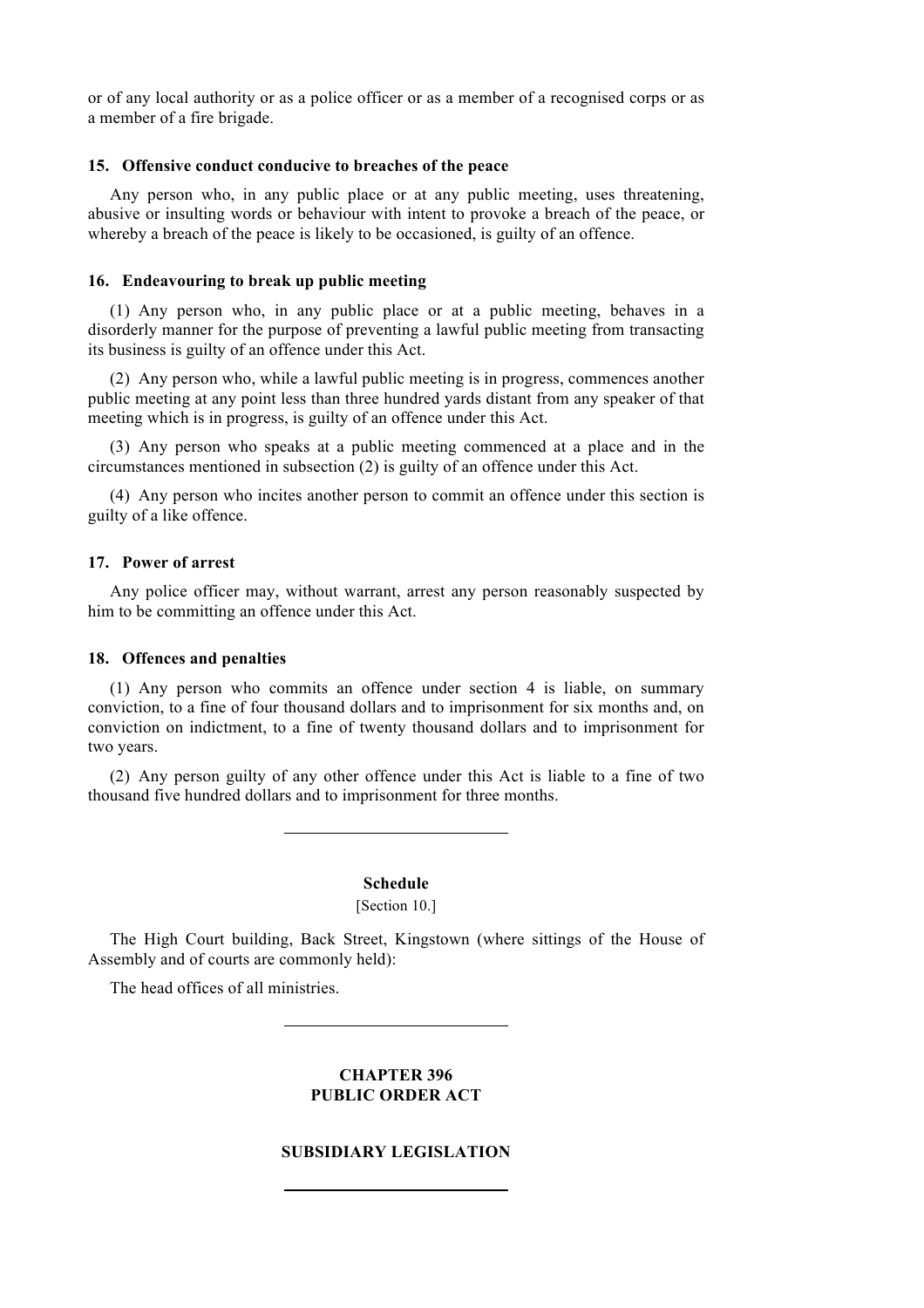or of any local authority or as a police officer or as a member of a recognised corps or as a member of a fire brigade.

### 15. Offensive conduct conducive to breaches of the peace

Any person who, in any public place or at any public meeting, uses threatening, abusive or insulting words or behaviour with intent to provoke a breach of the peace, or whereby a breach of the peace is likely to be occasioned, is guilty of an offence.

### 16. Endeavouring to break up public meeting

(1) Any person who, in any public place or at a public meeting, behaves in a disorderly manner for the purpose of preventing a lawful public meeting from transacting its business is guilty of an offence under this Act.

(2) Any person who, while a lawful public meeting is in progress, commences another public meeting at any point less than three hundred yards distant from any speaker of that meeting which is in progress, is guilty of an offence under this Act.

(3) Any person who speaks at a public meeting commenced at a place and in the circumstances mentioned in subsection (2) is guilty of an offence under this Act.

(4) Any person who incites another person to commit an offence under this section is guilty of a like offence.

### 17. Power of arrest

Any police officer may, without warrant, arrest any person reasonably suspected by him to be committing an offence under this Act.

### 18. Offences and penalties

(1) Any person who commits an offence under section 4 is liable, on summary conviction, to a fine of four thousand dollars and to imprisonment for six months and, on conviction on indictment, to a fine of twenty thousand dollars and to imprisonment for two years.

(2) Any person guilty of any other offence under this Act is liable to a fine of two thousand five hundred dollars and to imprisonment for three months.

---

## Schedule

[Section 10.]

The High Court building, Back Street, Kingstown (where sittings of the House of Assembly and of courts are commonly held):

The head offices of all ministries.

---

# CHAPTER 396
# PUBLIC ORDER ACT

## SUBSIDIARY LEGISLATION

---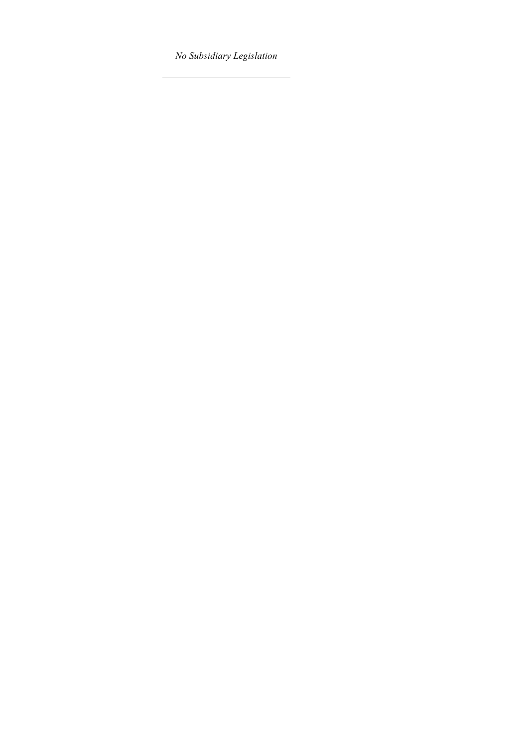*No Subsidiary Legislation*

---